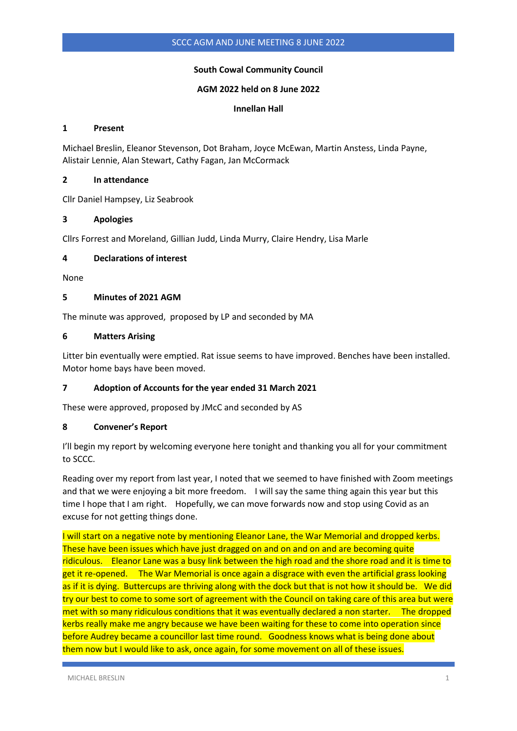**South Cowal Community Council**

**AGM 2022 held on 8 June 2022**

**Innellan Hall**

## 1 Present

Michael Breslin, Eleanor Stevenson, Dot Braham, Joyce McEwan, Martin Anstess, Linda Payne, Alistair Lennie, Alan Stewart, Cathy Fagan, Jan McCormack

## 2 In attendance

Cllr Daniel Hampsey, Liz Seabrook

## 3 Apologies

Cllrs Forrest and Moreland, Gillian Judd, Linda Murry, Claire Hendry, Lisa Marle

## 4 Declarations of interest

None

## 5 Minutes of 2021 AGM

The minute was approved, proposed by LP and seconded by MA

## 6 Matters Arising

Litter bin eventually were emptied. Rat issue seems to have improved. Benches have been installed. Motor home bays have been moved.

## 7 Adoption of Accounts for the year ended 31 March 2021

These were approved, proposed by JMcC and seconded by AS

## 8 Convener's Report

I'll begin my report by welcoming everyone here tonight and thanking you all for your commitment to SCCC.

Reading over my report from last year, I noted that we seemed to have finished with Zoom meetings and that we were enjoying a bit more freedom. I will say the same thing again this year but this time I hope that I am right. Hopefully, we can move forwards now and stop using Covid as an excuse for not getting things done.

I will start on a negative note by mentioning Eleanor Lane, the War Memorial and dropped kerbs. These have been issues which have just dragged on and on and on and are becoming quite ridiculous. Eleanor Lane was a busy link between the high road and the shore road and it is time to get it re-opened. The War Memorial is once again a disgrace with even the artificial grass looking as if it is dying. Buttercups are thriving along with the dock but that is not how it should be. We did try our best to come to some sort of agreement with the Council on taking care of this area but were met with so many ridiculous conditions that it was eventually declared a non starter. The dropped kerbs really make me angry because we have been waiting for these to come into operation since before Audrey became a councillor last time round. Goodness knows what is being done about them now but I would like to ask, once again, for some movement on all of these issues.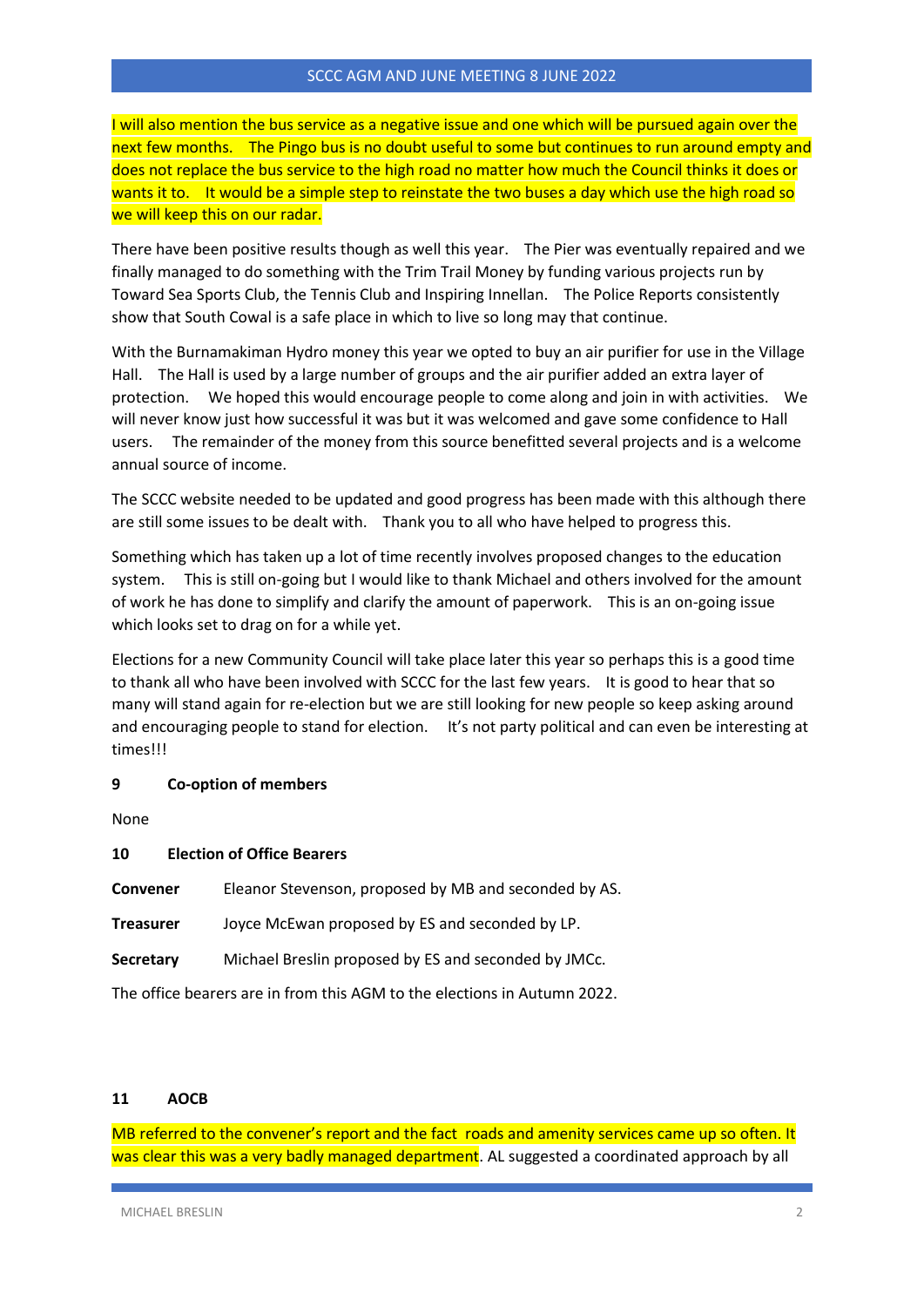I will also mention the bus service as a negative issue and one which will be pursued again over the next few months. The Pingo bus is no doubt useful to some but continues to run around empty and does not replace the bus service to the high road no matter how much the Council thinks it does or wants it to. It would be a simple step to reinstate the two buses a day which use the high road so we will keep this on our radar.

There have been positive results though as well this year. The Pier was eventually repaired and we finally managed to do something with the Trim Trail Money by funding various projects run by Toward Sea Sports Club, the Tennis Club and Inspiring Innellan. The Police Reports consistently show that South Cowal is a safe place in which to live so long may that continue.

With the Burnamakiman Hydro money this year we opted to buy an air purifier for use in the Village Hall. The Hall is used by a large number of groups and the air purifier added an extra layer of protection. We hoped this would encourage people to come along and join in with activities. We will never know just how successful it was but it was welcomed and gave some confidence to Hall users. The remainder of the money from this source benefitted several projects and is a welcome annual source of income.

The SCCC website needed to be updated and good progress has been made with this although there are still some issues to be dealt with. Thank you to all who have helped to progress this.

Something which has taken up a lot of time recently involves proposed changes to the education system. This is still on-going but I would like to thank Michael and others involved for the amount of work he has done to simplify and clarify the amount of paperwork. This is an on-going issue which looks set to drag on for a while yet.

Elections for a new Community Council will take place later this year so perhaps this is a good time to thank all who have been involved with SCCC for the last few years. It is good to hear that so many will stand again for re-election but we are still looking for new people so keep asking around and encouraging people to stand for election. It's not party political and can even be interesting at times!!!

**9 Co-option of members**

None

**10 Election of Office Bearers**

**Convener** Eleanor Stevenson, proposed by MB and seconded by AS.

**Treasurer** Joyce McEwan proposed by ES and seconded by LP.

**Secretary** Michael Breslin proposed by ES and seconded by JMCc.

The office bearers are in from this AGM to the elections in Autumn 2022.

**11 AOCB**

MB referred to the convener's report and the fact roads and amenity services came up so often. It was clear this was a very badly managed department. AL suggested a coordinated approach by all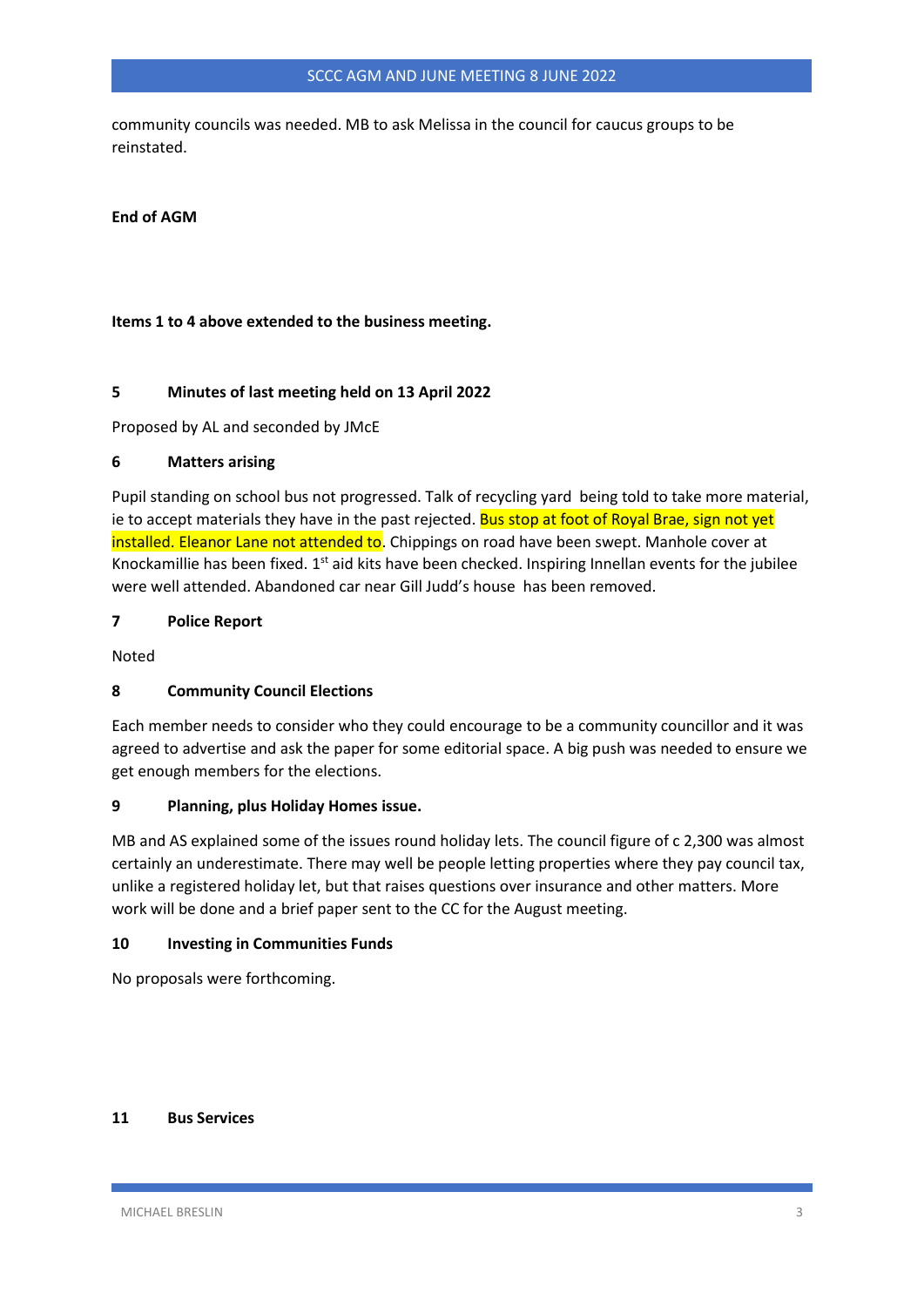community councils was needed. MB to ask Melissa in the council for caucus groups to be reinstated.

**End of AGM**

**Items 1 to 4 above extended to the business meeting.**

### 5 Minutes of last meeting held on 13 April 2022

Proposed by AL and seconded by JMcE

### 6 Matters arising

Pupil standing on school bus not progressed. Talk of recycling yard being told to take more material, ie to accept materials they have in the past rejected. Bus stop at foot of Royal Brae, sign not yet installed. Eleanor Lane not attended to. Chippings on road have been swept. Manhole cover at Knockamillie has been fixed. 1st aid kits have been checked. Inspiring Innellan events for the jubilee were well attended. Abandoned car near Gill Judd's house has been removed.

### 7 Police Report

Noted

### 8 Community Council Elections

Each member needs to consider who they could encourage to be a community councillor and it was agreed to advertise and ask the paper for some editorial space. A big push was needed to ensure we get enough members for the elections.

### 9 Planning, plus Holiday Homes issue.

MB and AS explained some of the issues round holiday lets. The council figure of c 2,300 was almost certainly an underestimate. There may well be people letting properties where they pay council tax, unlike a registered holiday let, but that raises questions over insurance and other matters. More work will be done and a brief paper sent to the CC for the August meeting.

### 10 Investing in Communities Funds

No proposals were forthcoming.

### 11 Bus Services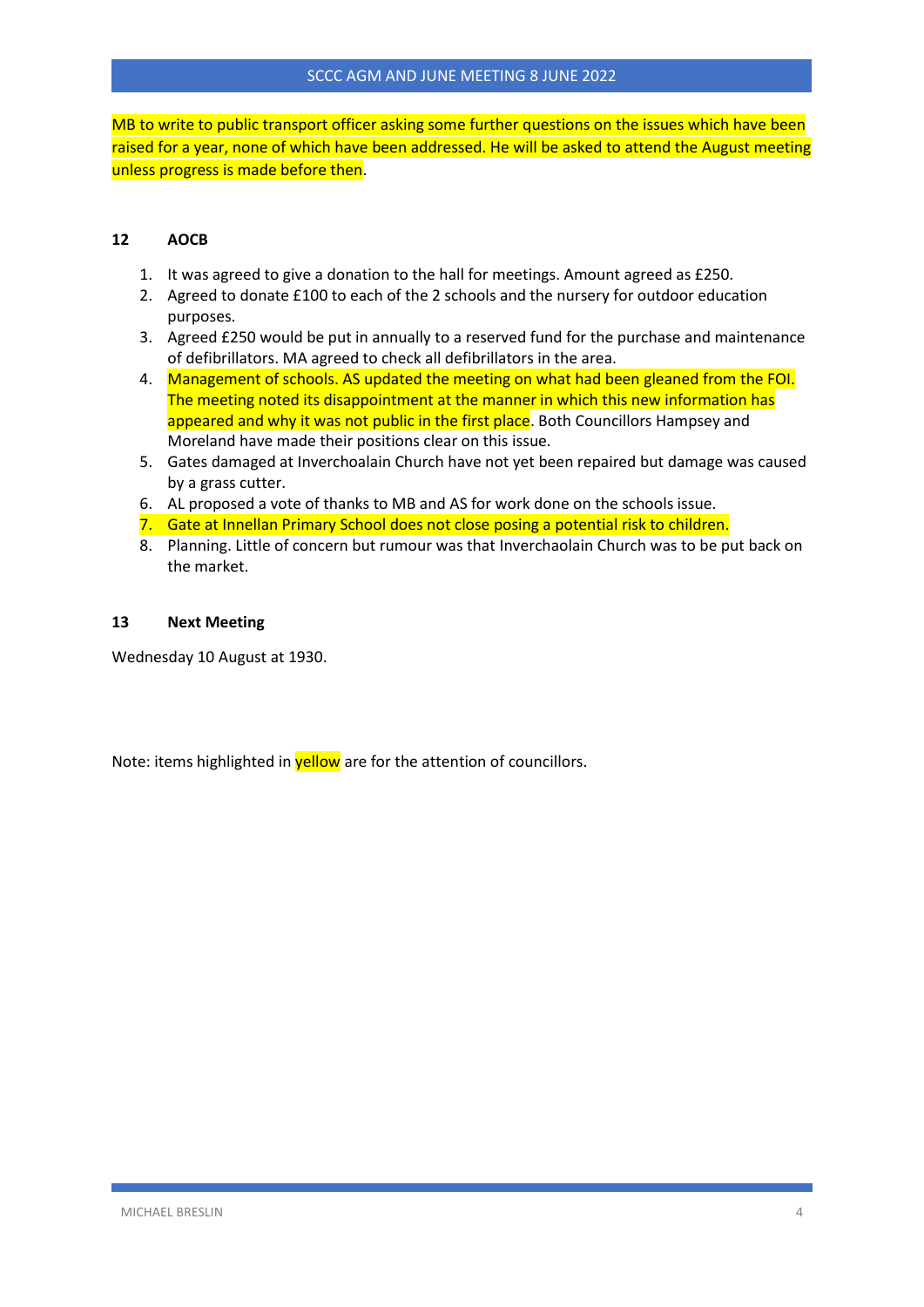MB to write to public transport officer asking some further questions on the issues which have been raised for a year, none of which have been addressed. He will be asked to attend the August meeting unless progress is made before then.

## 12 AOCB

1. It was agreed to give a donation to the hall for meetings. Amount agreed as £250.
2. Agreed to donate £100 to each of the 2 schools and the nursery for outdoor education purposes.
3. Agreed £250 would be put in annually to a reserved fund for the purchase and maintenance of defibrillators. MA agreed to check all defibrillators in the area.
4. Management of schools. AS updated the meeting on what had been gleaned from the FOI. The meeting noted its disappointment at the manner in which this new information has appeared and why it was not public in the first place. Both Councillors Hampsey and Moreland have made their positions clear on this issue.
5. Gates damaged at Inverchoalain Church have not yet been repaired but damage was caused by a grass cutter.
6. AL proposed a vote of thanks to MB and AS for work done on the schools issue.
7. Gate at Innellan Primary School does not close posing a potential risk to children.
8. Planning. Little of concern but rumour was that Inverchaolain Church was to be put back on the market.

## 13 Next Meeting

Wednesday 10 August at 1930.

Note: items highlighted in yellow are for the attention of councillors.